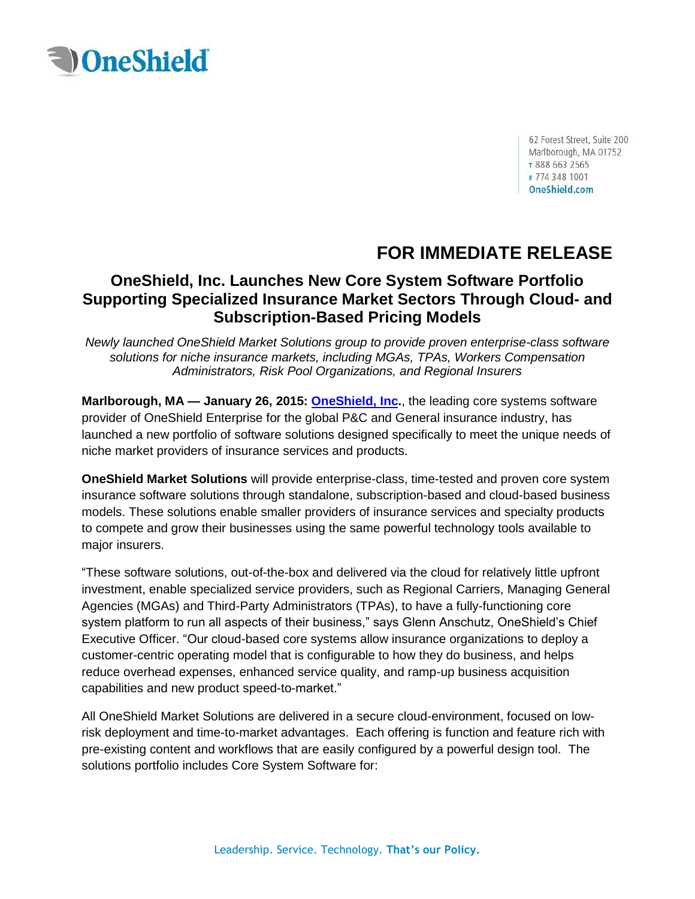OneShield

62 Forest Street, Suite 200
Marlborough, MA 01752
T 888 663 2565
F 774 348 1001
OneShield.com

# FOR IMMEDIATE RELEASE

## OneShield, Inc. Launches New Core System Software Portfolio Supporting Specialized Insurance Market Sectors Through Cloud- and Subscription-Based Pricing Models

*Newly launched OneShield Market Solutions group to provide proven enterprise-class software solutions for niche insurance markets, including MGAs, TPAs, Workers Compensation Administrators, Risk Pool Organizations, and Regional Insurers*

**Marlborough, MA — January 26, 2015: OneShield, Inc.**, the leading core systems software provider of OneShield Enterprise for the global P&C and General insurance industry, has launched a new portfolio of software solutions designed specifically to meet the unique needs of niche market providers of insurance services and products.

**OneShield Market Solutions** will provide enterprise-class, time-tested and proven core system insurance software solutions through standalone, subscription-based and cloud-based business models. These solutions enable smaller providers of insurance services and specialty products to compete and grow their businesses using the same powerful technology tools available to major insurers.

"These software solutions, out-of-the-box and delivered via the cloud for relatively little upfront investment, enable specialized service providers, such as Regional Carriers, Managing General Agencies (MGAs) and Third-Party Administrators (TPAs), to have a fully-functioning core system platform to run all aspects of their business," says Glenn Anschutz, OneShield's Chief Executive Officer. "Our cloud-based core systems allow insurance organizations to deploy a customer-centric operating model that is configurable to how they do business, and helps reduce overhead expenses, enhanced service quality, and ramp-up business acquisition capabilities and new product speed-to-market."

All OneShield Market Solutions are delivered in a secure cloud-environment, focused on low-risk deployment and time-to-market advantages. Each offering is function and feature rich with pre-existing content and workflows that are easily configured by a powerful design tool. The solutions portfolio includes Core System Software for:

Leadership. Service. Technology. **That's our Policy.**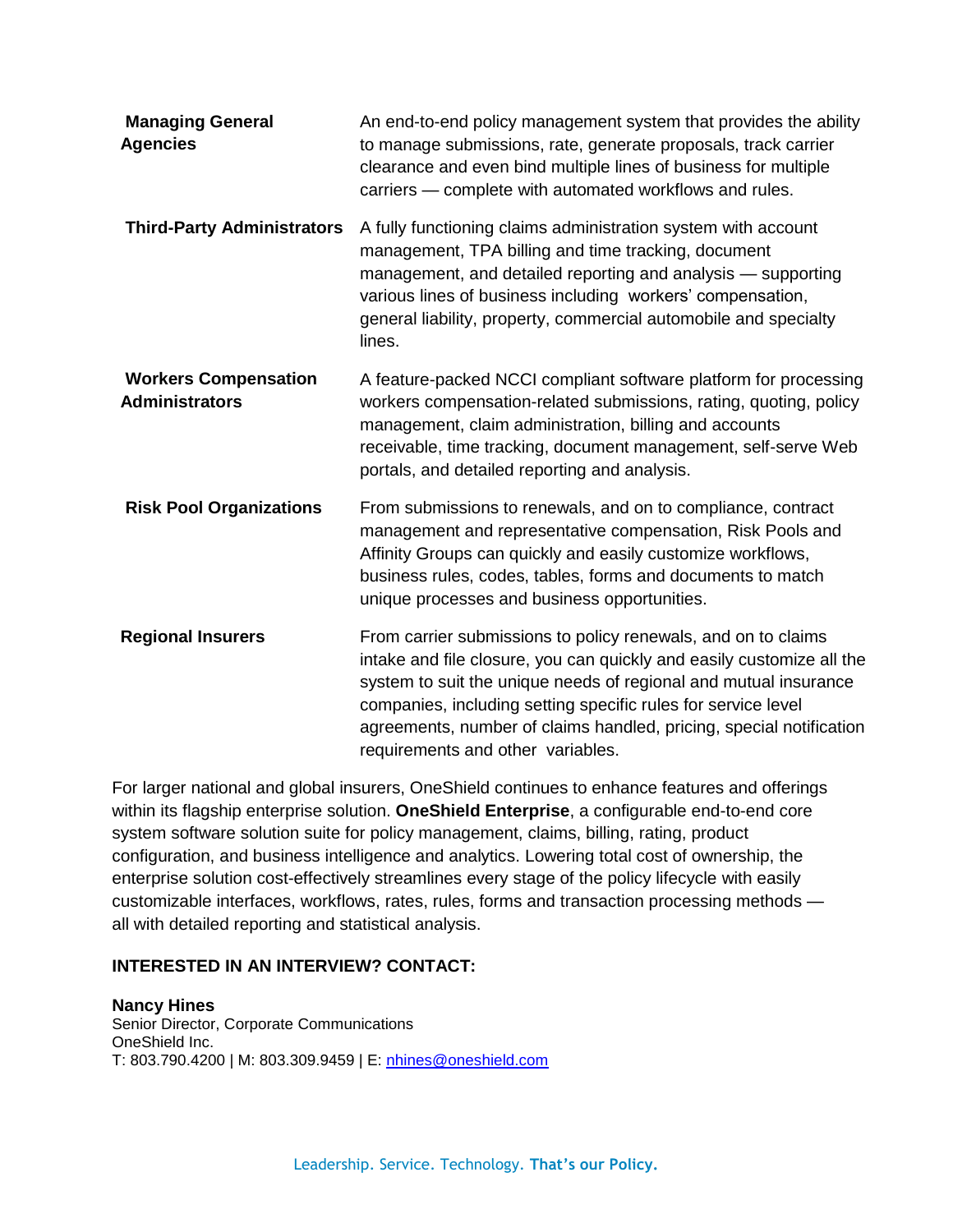| | |
|---|---|
| **Managing General Agencies** | An end-to-end policy management system that provides the ability to manage submissions, rate, generate proposals, track carrier clearance and even bind multiple lines of business for multiple carriers — complete with automated workflows and rules. |
| **Third-Party Administrators** | A fully functioning claims administration system with account management, TPA billing and time tracking, document management, and detailed reporting and analysis — supporting various lines of business including workers' compensation, general liability, property, commercial automobile and specialty lines. |
| **Workers Compensation Administrators** | A feature-packed NCCI compliant software platform for processing workers compensation-related submissions, rating, quoting, policy management, claim administration, billing and accounts receivable, time tracking, document management, self-serve Web portals, and detailed reporting and analysis. |
| **Risk Pool Organizations** | From submissions to renewals, and on to compliance, contract management and representative compensation, Risk Pools and Affinity Groups can quickly and easily customize workflows, business rules, codes, tables, forms and documents to match unique processes and business opportunities. |
| **Regional Insurers** | From carrier submissions to policy renewals, and on to claims intake and file closure, you can quickly and easily customize all the system to suit the unique needs of regional and mutual insurance companies, including setting specific rules for service level agreements, number of claims handled, pricing, special notification requirements and other variables. |

For larger national and global insurers, OneShield continues to enhance features and offerings within its flagship enterprise solution. **OneShield Enterprise**, a configurable end-to-end core system software solution suite for policy management, claims, billing, rating, product configuration, and business intelligence and analytics. Lowering total cost of ownership, the enterprise solution cost-effectively streamlines every stage of the policy lifecycle with easily customizable interfaces, workflows, rates, rules, forms and transaction processing methods — all with detailed reporting and statistical analysis.

**INTERESTED IN AN INTERVIEW? CONTACT:**

**Nancy Hines**
Senior Director, Corporate Communications
OneShield Inc.
T: 803.790.4200 | M: 803.309.9459 | E: nhines@oneshield.com

Leadership. Service. Technology. **That's our Policy.**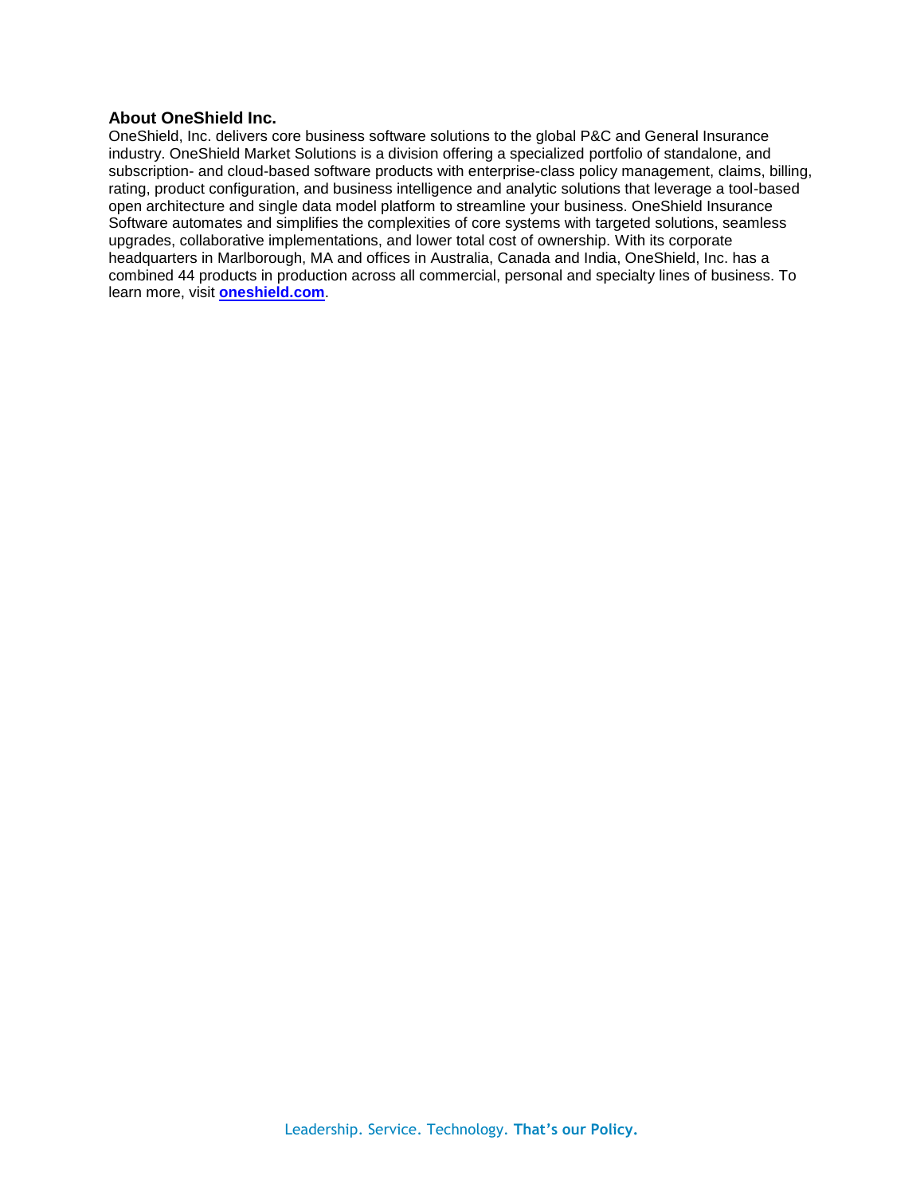### About OneShield Inc.

OneShield, Inc. delivers core business software solutions to the global P&C and General Insurance industry. OneShield Market Solutions is a division offering a specialized portfolio of standalone, and subscription- and cloud-based software products with enterprise-class policy management, claims, billing, rating, product configuration, and business intelligence and analytic solutions that leverage a tool-based open architecture and single data model platform to streamline your business. OneShield Insurance Software automates and simplifies the complexities of core systems with targeted solutions, seamless upgrades, collaborative implementations, and lower total cost of ownership. With its corporate headquarters in Marlborough, MA and offices in Australia, Canada and India, OneShield, Inc. has a combined 44 products in production across all commercial, personal and specialty lines of business. To learn more, visit **oneshield.com**.